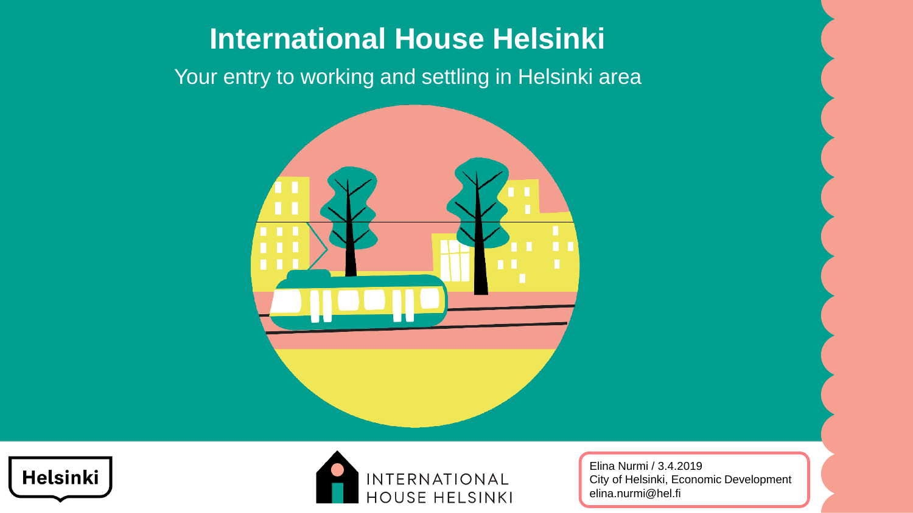# International House Helsinki

Your entry to working and settling in Helsinki area

Helsinki

INTERNATIONAL HOUSE HELSINKI

Elina Nurmi / 3.4.2019
City of Helsinki, Economic Development
elina.nurmi@hel.fi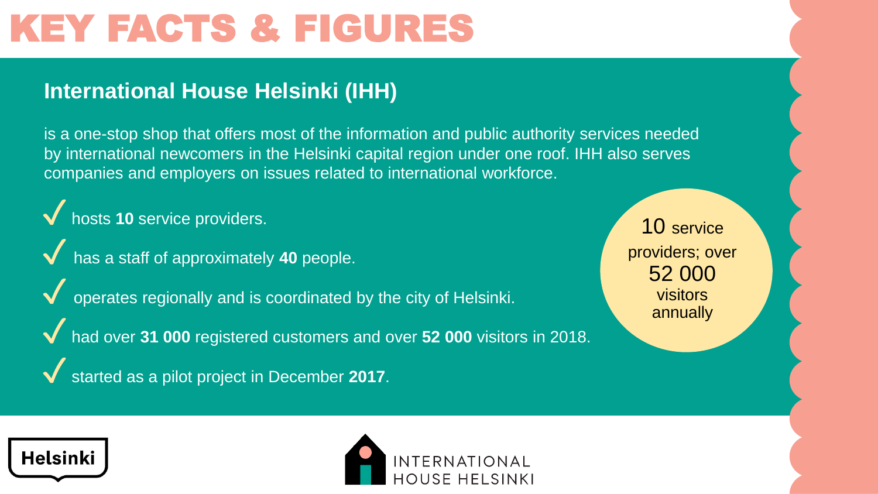# KEY FACTS & FIGURES

## International House Helsinki (IHH)

is a one-stop shop that offers most of the information and public authority services needed by international newcomers in the Helsinki capital region under one roof. IHH also serves companies and employers on issues related to international workforce.

- ✓ hosts **10** service providers.
- ✓ has a staff of approximately **40** people.
- ✓ operates regionally and is coordinated by the city of Helsinki.
- ✓ had over **31 000** registered customers and over **52 000** visitors in 2018.
- ✓ started as a pilot project in December **2017**.

10 service providers; over 52 000 visitors annually

Helsinki

INTERNATIONAL HOUSE HELSINKI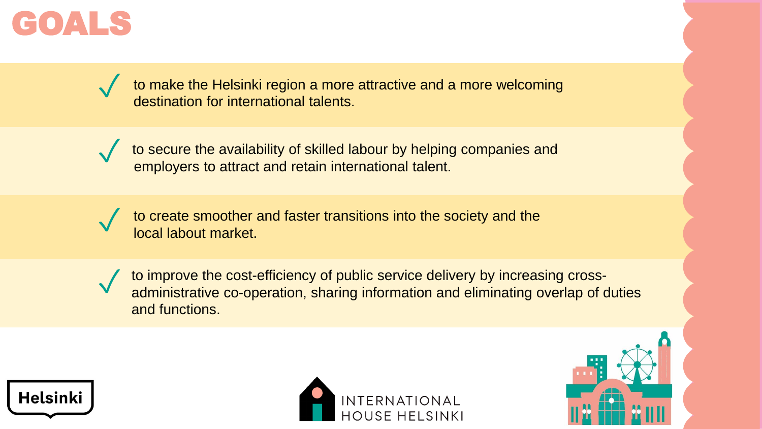# GOALS

- ✓ to make the Helsinki region a more attractive and a more welcoming destination for international talents.
- ✓ to secure the availability of skilled labour by helping companies and employers to attract and retain international talent.
- ✓ to create smoother and faster transitions into the society and the local labout market.
- ✓ to improve the cost-efficiency of public service delivery by increasing cross-administrative co-operation, sharing information and eliminating overlap of duties and functions.

Helsinki

INTERNATIONAL HOUSE HELSINKI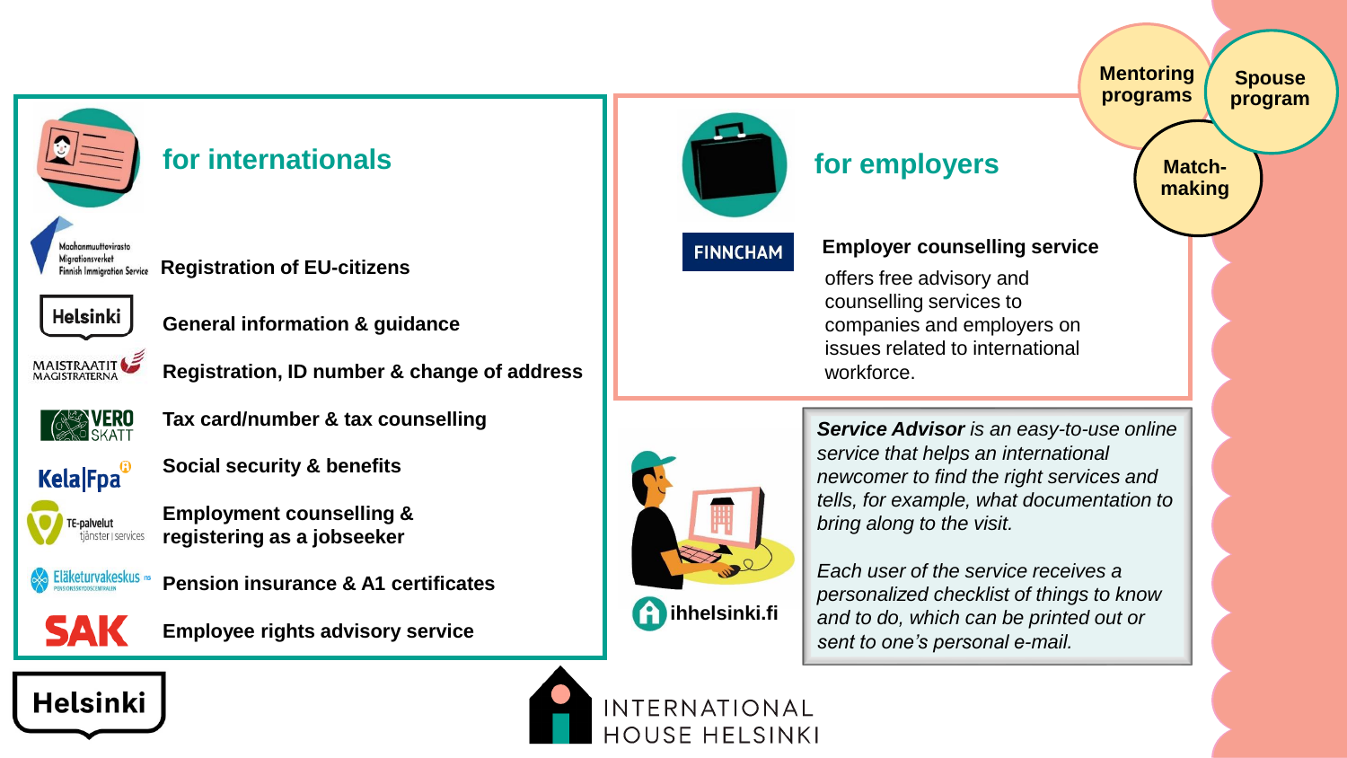## for internationals

- Maahanmuuttovirasto / Migrationsverket / Finnish Immigration Service — **Registration of EU-citizens**
- Helsinki — **General information & guidance**
- Maistraatit / Magistraterna — **Registration, ID number & change of address**
- Vero / Skatt — **Tax card/number & tax counselling**
- Kela | Fpa — **Social security & benefits**
- TE-palvelut / tjänster | services — **Employment counselling & registering as a jobseeker**
- Eläketurvakeskus — **Pension insurance & A1 certificates**
- SAK — **Employee rights advisory service**

## for employers

FINNCHAM

**Employer counselling service**

offers free advisory and counselling services to companies and employers on issues related to international workforce.

**Mentoring programs**

**Spouse program**

**Match-making**

ihhelsinki.fi

***Service Advisor*** *is an easy-to-use online service that helps an international newcomer to find the right services and tells, for example, what documentation to bring along to the visit.*

*Each user of the service receives a personalized checklist of things to know and to do, which can be printed out or sent to one's personal e-mail.*

Helsinki

INTERNATIONAL HOUSE HELSINKI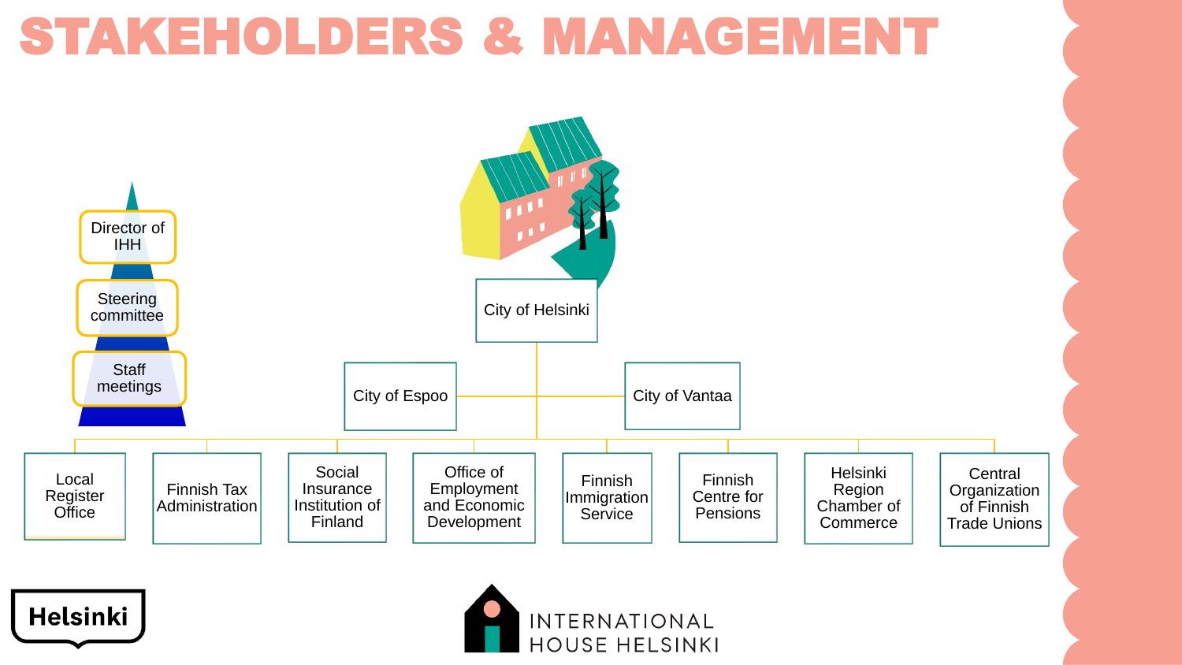# STAKEHOLDERS & MANAGEMENT

- Director of IHH
- Steering committee
- Staff meetings

City of Helsinki

- City of Espoo
- City of Vantaa

- Local Register Office
- Finnish Tax Administration
- Social Insurance Institution of Finland
- Office of Employment and Economic Development
- Finnish Immigration Service
- Finnish Centre for Pensions
- Helsinki Region Chamber of Commerce
- Central Organization of Finnish Trade Unions

Helsinki

INTERNATIONAL HOUSE HELSINKI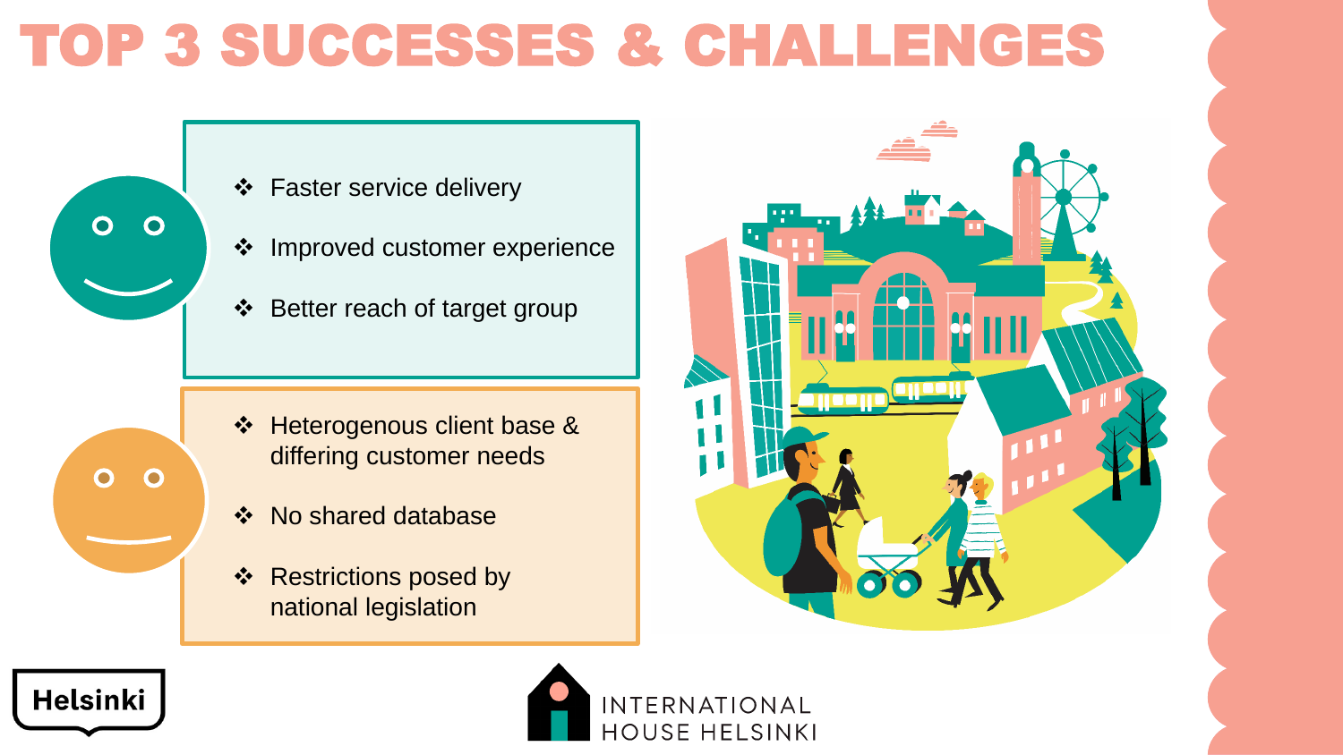# TOP 3 SUCCESSES & CHALLENGES

- Faster service delivery
- Improved customer experience
- Better reach of target group

- Heterogenous client base & differing customer needs
- No shared database
- Restrictions posed by national legislation

Helsinki

INTERNATIONAL HOUSE HELSINKI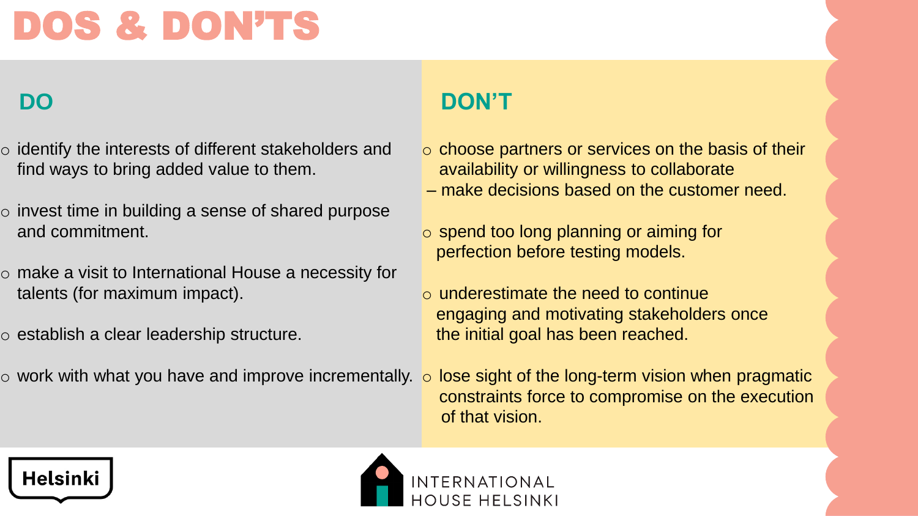# DOS & DON'TS

## DO

- identify the interests of different stakeholders and find ways to bring added value to them.
- invest time in building a sense of shared purpose and commitment.
- make a visit to International House a necessity for talents (for maximum impact).
- establish a clear leadership structure.
- work with what you have and improve incrementally.

## DON'T

- choose partners or services on the basis of their availability or willingness to collaborate – make decisions based on the customer need.
- spend too long planning or aiming for perfection before testing models.
- underestimate the need to continue engaging and motivating stakeholders once the initial goal has been reached.
- lose sight of the long-term vision when pragmatic constraints force to compromise on the execution of that vision.

Helsinki

INTERNATIONAL HOUSE HELSINKI